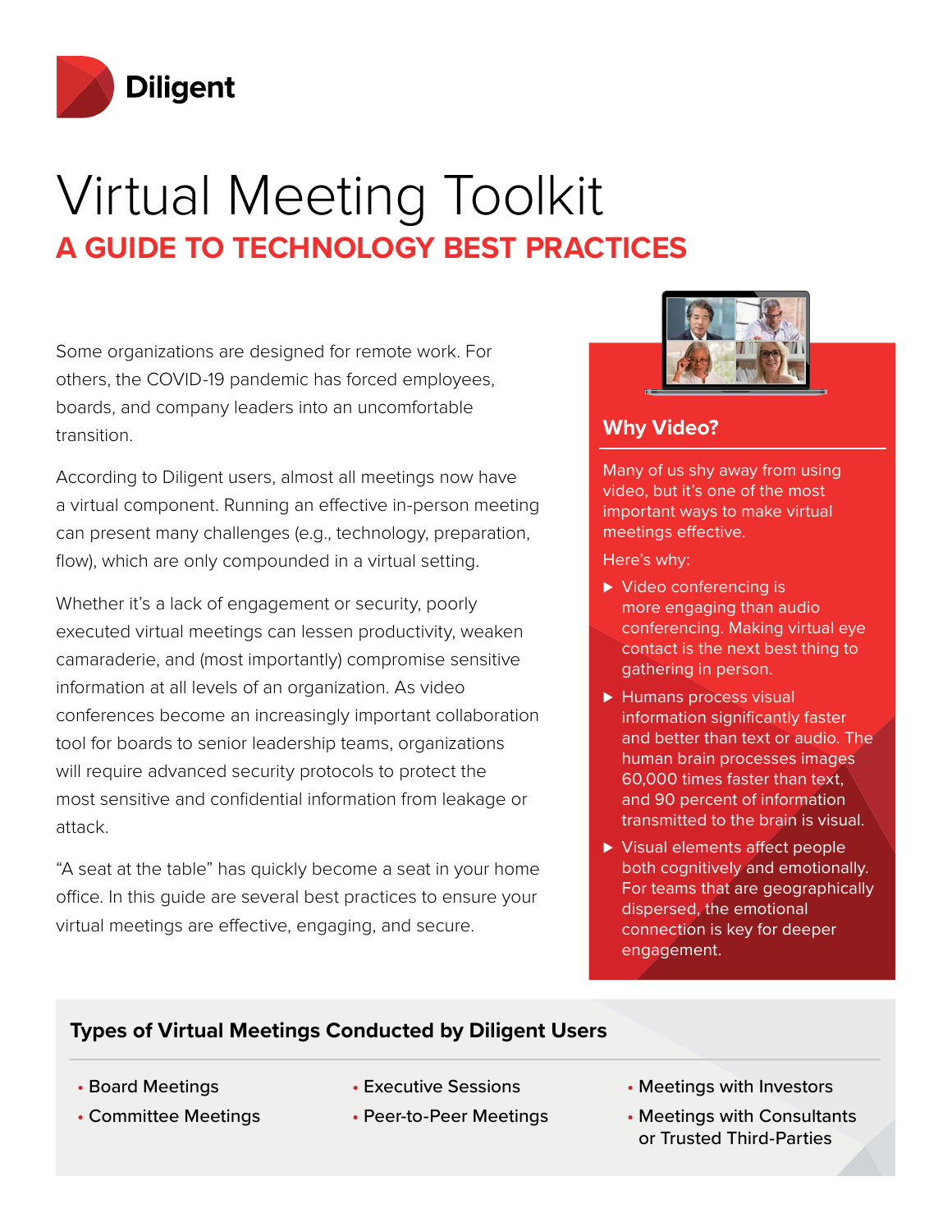Diligent

# Virtual Meeting Toolkit

## A GUIDE TO TECHNOLOGY BEST PRACTICES

Some organizations are designed for remote work. For others, the COVID-19 pandemic has forced employees, boards, and company leaders into an uncomfortable transition.

According to Diligent users, almost all meetings now have a virtual component. Running an effective in-person meeting can present many challenges (e.g., technology, preparation, flow), which are only compounded in a virtual setting.

Whether it's a lack of engagement or security, poorly executed virtual meetings can lessen productivity, weaken camaraderie, and (most importantly) compromise sensitive information at all levels of an organization. As video conferences become an increasingly important collaboration tool for boards to senior leadership teams, organizations will require advanced security protocols to protect the most sensitive and confidential information from leakage or attack.

"A seat at the table" has quickly become a seat in your home office. In this guide are several best practices to ensure your virtual meetings are effective, engaging, and secure.

### Why Video?

Many of us shy away from using video, but it's one of the most important ways to make virtual meetings effective.

Here's why:

- Video conferencing is more engaging than audio conferencing. Making virtual eye contact is the next best thing to gathering in person.
- Humans process visual information significantly faster and better than text or audio. The human brain processes images 60,000 times faster than text, and 90 percent of information transmitted to the brain is visual.
- Visual elements affect people both cognitively and emotionally. For teams that are geographically dispersed, the emotional connection is key for deeper engagement.

### Types of Virtual Meetings Conducted by Diligent Users

- Board Meetings
- Committee Meetings
- Executive Sessions
- Peer-to-Peer Meetings
- Meetings with Investors
- Meetings with Consultants or Trusted Third-Parties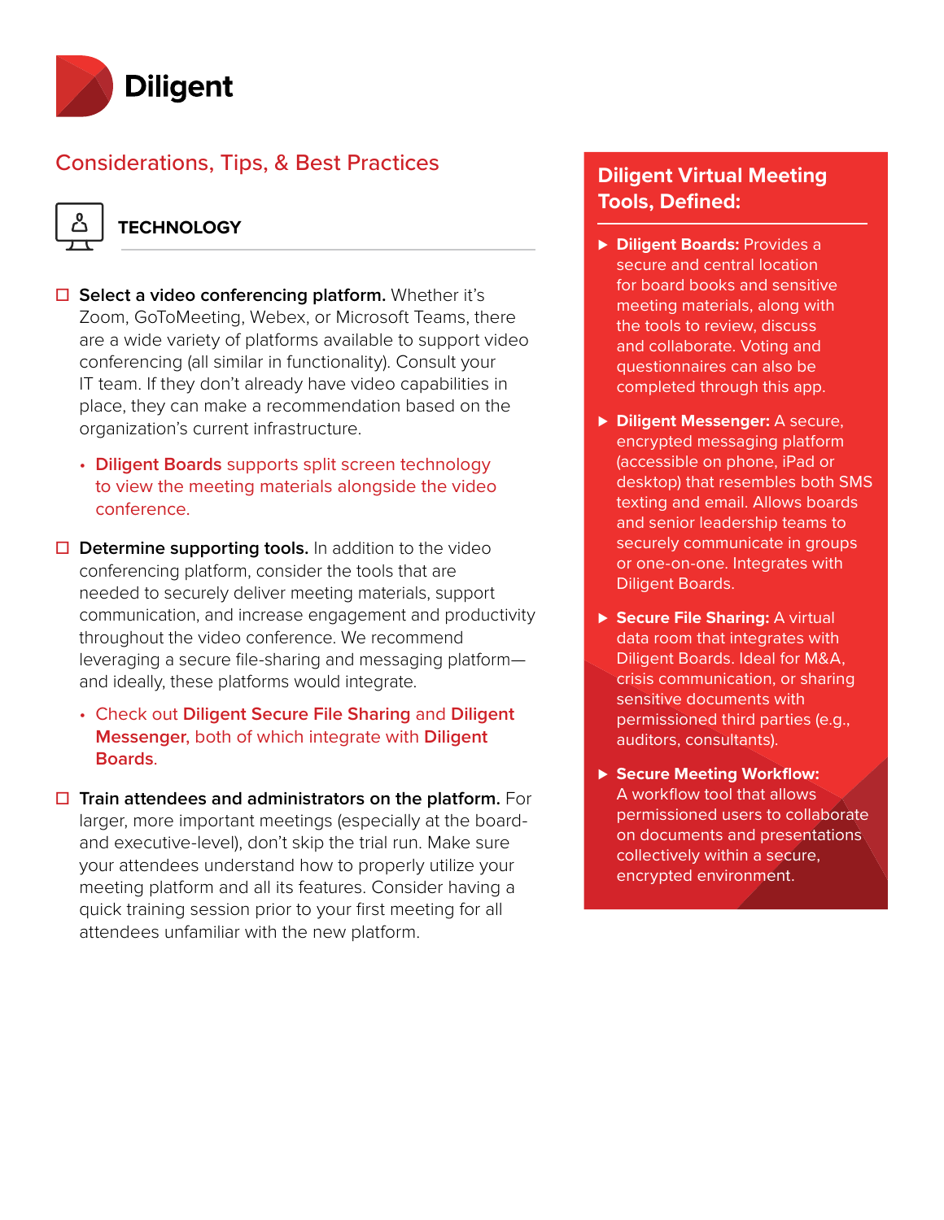## Considerations, Tips, & Best Practices

### TECHNOLOGY

- [ ] **Select a video conferencing platform.** Whether it's Zoom, GoToMeeting, Webex, or Microsoft Teams, there are a wide variety of platforms available to support video conferencing (all similar in functionality). Consult your IT team. If they don't already have video capabilities in place, they can make a recommendation based on the organization's current infrastructure.
  - **Diligent Boards** supports split screen technology to view the meeting materials alongside the video conference.
- [ ] **Determine supporting tools.** In addition to the video conferencing platform, consider the tools that are needed to securely deliver meeting materials, support communication, and increase engagement and productivity throughout the video conference. We recommend leveraging a secure file-sharing and messaging platform—and ideally, these platforms would integrate.
  - Check out **Diligent Secure File Sharing** and **Diligent Messenger**, both of which integrate with **Diligent Boards**.
- [ ] **Train attendees and administrators on the platform.** For larger, more important meetings (especially at the board- and executive-level), don't skip the trial run. Make sure your attendees understand how to properly utilize your meeting platform and all its features. Consider having a quick training session prior to your first meeting for all attendees unfamiliar with the new platform.

## Diligent Virtual Meeting Tools, Defined:

- **Diligent Boards:** Provides a secure and central location for board books and sensitive meeting materials, along with the tools to review, discuss and collaborate. Voting and questionnaires can also be completed through this app.
- **Diligent Messenger:** A secure, encrypted messaging platform (accessible on phone, iPad or desktop) that resembles both SMS texting and email. Allows boards and senior leadership teams to securely communicate in groups or one-on-one. Integrates with Diligent Boards.
- **Secure File Sharing:** A virtual data room that integrates with Diligent Boards. Ideal for M&A, crisis communication, or sharing sensitive documents with permissioned third parties (e.g., auditors, consultants).
- **Secure Meeting Workflow:** A workflow tool that allows permissioned users to collaborate on documents and presentations collectively within a secure, encrypted environment.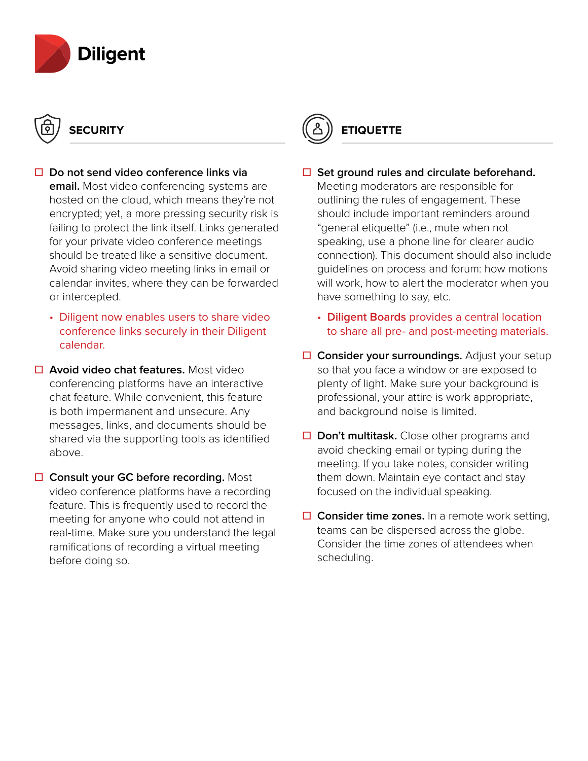## SECURITY

- [ ] **Do not send video conference links via email.** Most video conferencing systems are hosted on the cloud, which means they're not encrypted; yet, a more pressing security risk is failing to protect the link itself. Links generated for your private video conference meetings should be treated like a sensitive document. Avoid sharing video meeting links in email or calendar invites, where they can be forwarded or intercepted.
    - Diligent now enables users to share video conference links securely in their Diligent calendar.
- [ ] **Avoid video chat features.** Most video conferencing platforms have an interactive chat feature. While convenient, this feature is both impermanent and unsecure. Any messages, links, and documents should be shared via the supporting tools as identified above.
- [ ] **Consult your GC before recording.** Most video conference platforms have a recording feature. This is frequently used to record the meeting for anyone who could not attend in real-time. Make sure you understand the legal ramifications of recording a virtual meeting before doing so.

## ETIQUETTE

- [ ] **Set ground rules and circulate beforehand.** Meeting moderators are responsible for outlining the rules of engagement. These should include important reminders around "general etiquette" (i.e., mute when not speaking, use a phone line for clearer audio connection). This document should also include guidelines on process and forum: how motions will work, how to alert the moderator when you have something to say, etc.
    - **Diligent Boards** provides a central location to share all pre- and post-meeting materials.
- [ ] **Consider your surroundings.** Adjust your setup so that you face a window or are exposed to plenty of light. Make sure your background is professional, your attire is work appropriate, and background noise is limited.
- [ ] **Don't multitask.** Close other programs and avoid checking email or typing during the meeting. If you take notes, consider writing them down. Maintain eye contact and stay focused on the individual speaking.
- [ ] **Consider time zones.** In a remote work setting, teams can be dispersed across the globe. Consider the time zones of attendees when scheduling.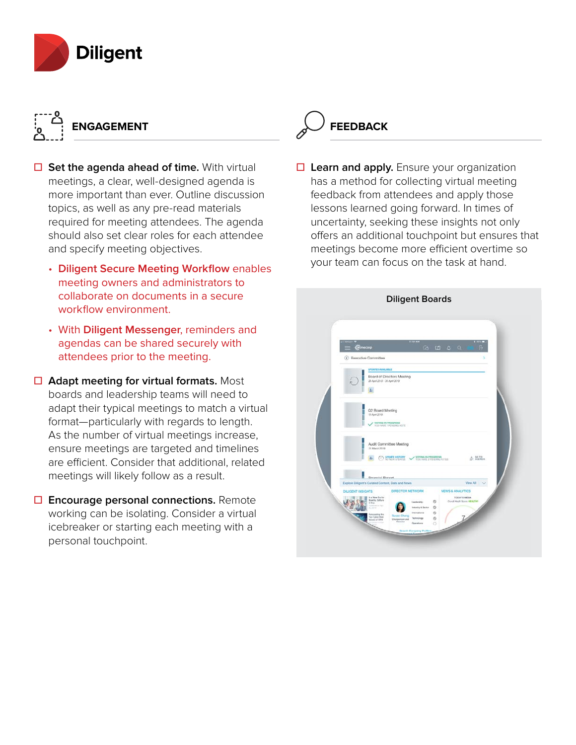## ENGAGEMENT

- ☐ **Set the agenda ahead of time.** With virtual meetings, a clear, well-designed agenda is more important than ever. Outline discussion topics, as well as any pre-read materials required for meeting attendees. The agenda should also set clear roles for each attendee and specify meeting objectives.
  - **Diligent Secure Meeting Workflow** enables meeting owners and administrators to collaborate on documents in a secure workflow environment.
  - With **Diligent Messenger**, reminders and agendas can be shared securely with attendees prior to the meeting.
- ☐ **Adapt meeting for virtual formats.** Most boards and leadership teams will need to adapt their typical meetings to match a virtual format—particularly with regards to length. As the number of virtual meetings increase, ensure meetings are targeted and timelines are efficient. Consider that additional, related meetings will likely follow as a result.
- ☐ **Encourage personal connections.** Remote working can be isolating. Consider a virtual icebreaker or starting each meeting with a personal touchpoint.

## FEEDBACK

- ☐ **Learn and apply.** Ensure your organization has a method for collecting virtual meeting feedback from attendees and apply those lessons learned going forward. In times of uncertainty, seeking these insights not only offers an additional touchpoint but ensures that meetings become more efficient overtime so your team can focus on the task at hand.

Diligent Boards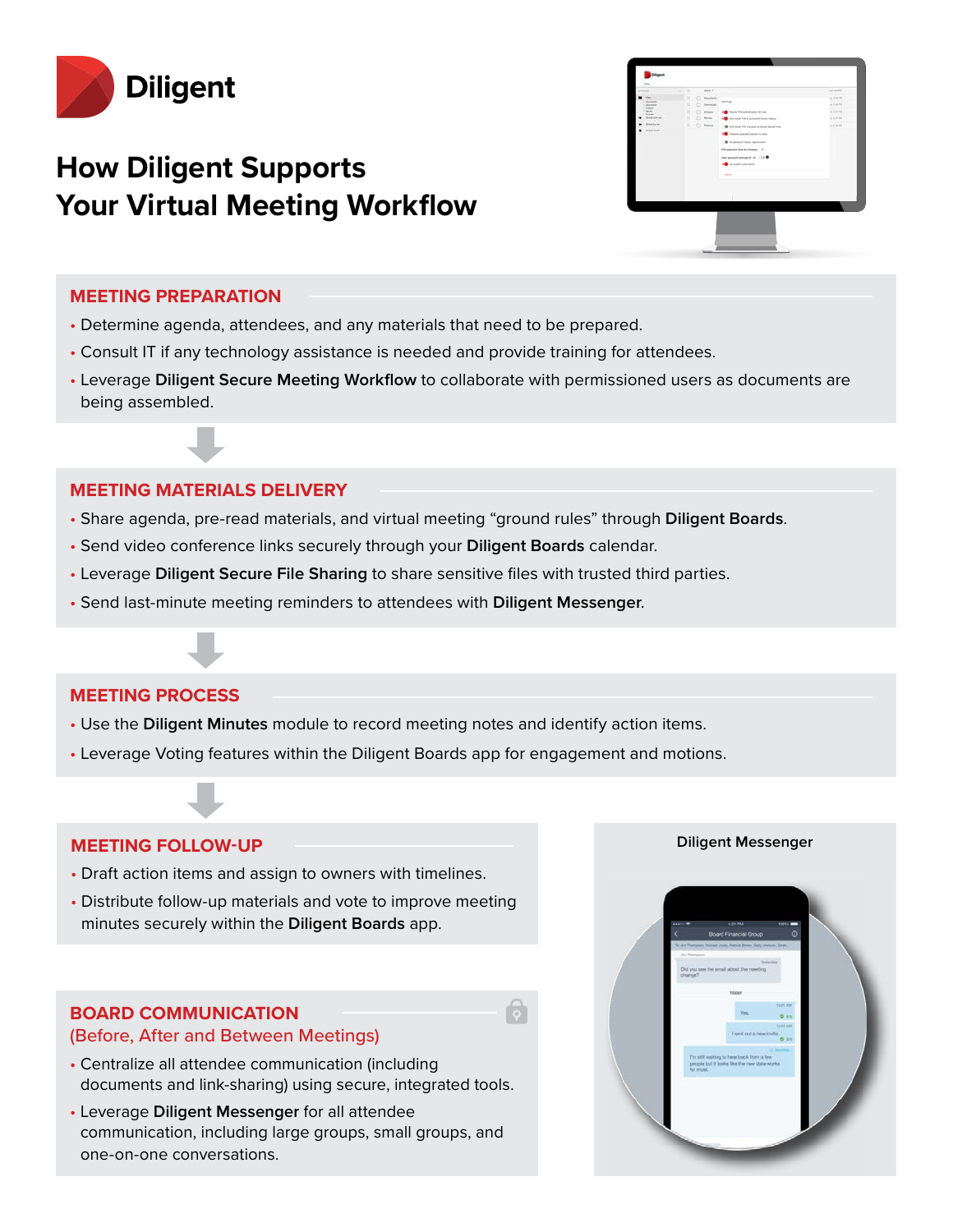# Diligent

## How Diligent Supports Your Virtual Meeting Workflow

### MEETING PREPARATION

- Determine agenda, attendees, and any materials that need to be prepared.
- Consult IT if any technology assistance is needed and provide training for attendees.
- Leverage **Diligent Secure Meeting Workflow** to collaborate with permissioned users as documents are being assembled.

### MEETING MATERIALS DELIVERY

- Share agenda, pre-read materials, and virtual meeting "ground rules" through **Diligent Boards**.
- Send video conference links securely through your **Diligent Boards** calendar.
- Leverage **Diligent Secure File Sharing** to share sensitive files with trusted third parties.
- Send last-minute meeting reminders to attendees with **Diligent Messenger**.

### MEETING PROCESS

- Use the **Diligent Minutes** module to record meeting notes and identify action items.
- Leverage Voting features within the Diligent Boards app for engagement and motions.

### MEETING FOLLOW-UP

- Draft action items and assign to owners with timelines.
- Distribute follow-up materials and vote to improve meeting minutes securely within the **Diligent Boards** app.

### BOARD COMMUNICATION
(Before, After and Between Meetings)

- Centralize all attendee communication (including documents and link-sharing) using secure, integrated tools.
- Leverage **Diligent Messenger** for all attendee communication, including large groups, small groups, and one-on-one conversations.

Diligent Messenger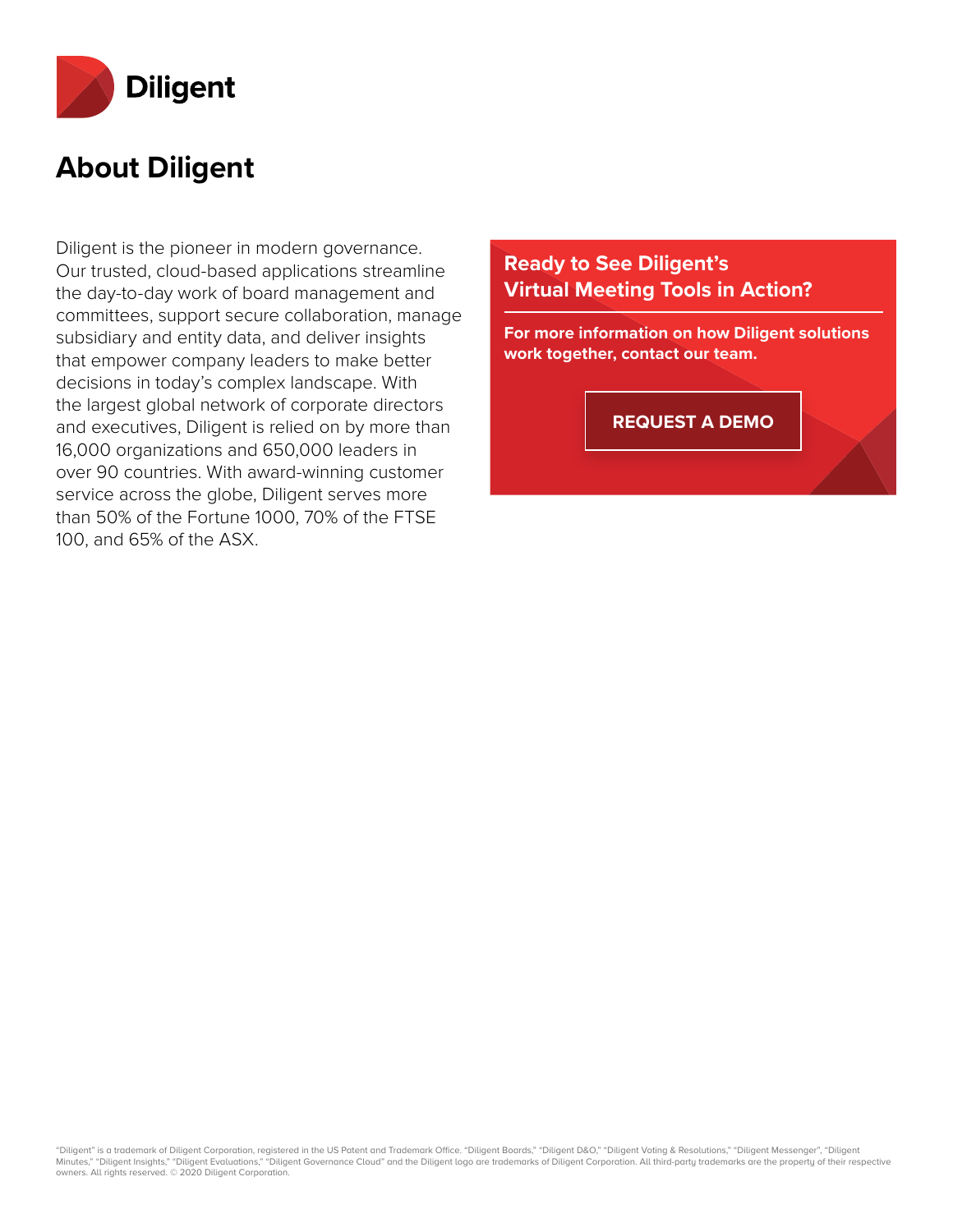Diligent

# About Diligent

Diligent is the pioneer in modern governance. Our trusted, cloud-based applications streamline the day-to-day work of board management and committees, support secure collaboration, manage subsidiary and entity data, and deliver insights that empower company leaders to make better decisions in today's complex landscape. With the largest global network of corporate directors and executives, Diligent is relied on by more than 16,000 organizations and 650,000 leaders in over 90 countries. With award-winning customer service across the globe, Diligent serves more than 50% of the Fortune 1000, 70% of the FTSE 100, and 65% of the ASX.

## Ready to See Diligent's Virtual Meeting Tools in Action?

**For more information on how Diligent solutions work together, contact our team.**

**REQUEST A DEMO**

"Diligent" is a trademark of Diligent Corporation, registered in the US Patent and Trademark Office. "Diligent Boards," "Diligent D&O," "Diligent Voting & Resolutions," "Diligent Messenger", "Diligent Minutes," "Diligent Insights," "Diligent Evaluations," "Diligent Governance Cloud" and the Diligent logo are trademarks of Diligent Corporation. All third-party trademarks are the property of their respective owners. All rights reserved. © 2020 Diligent Corporation.